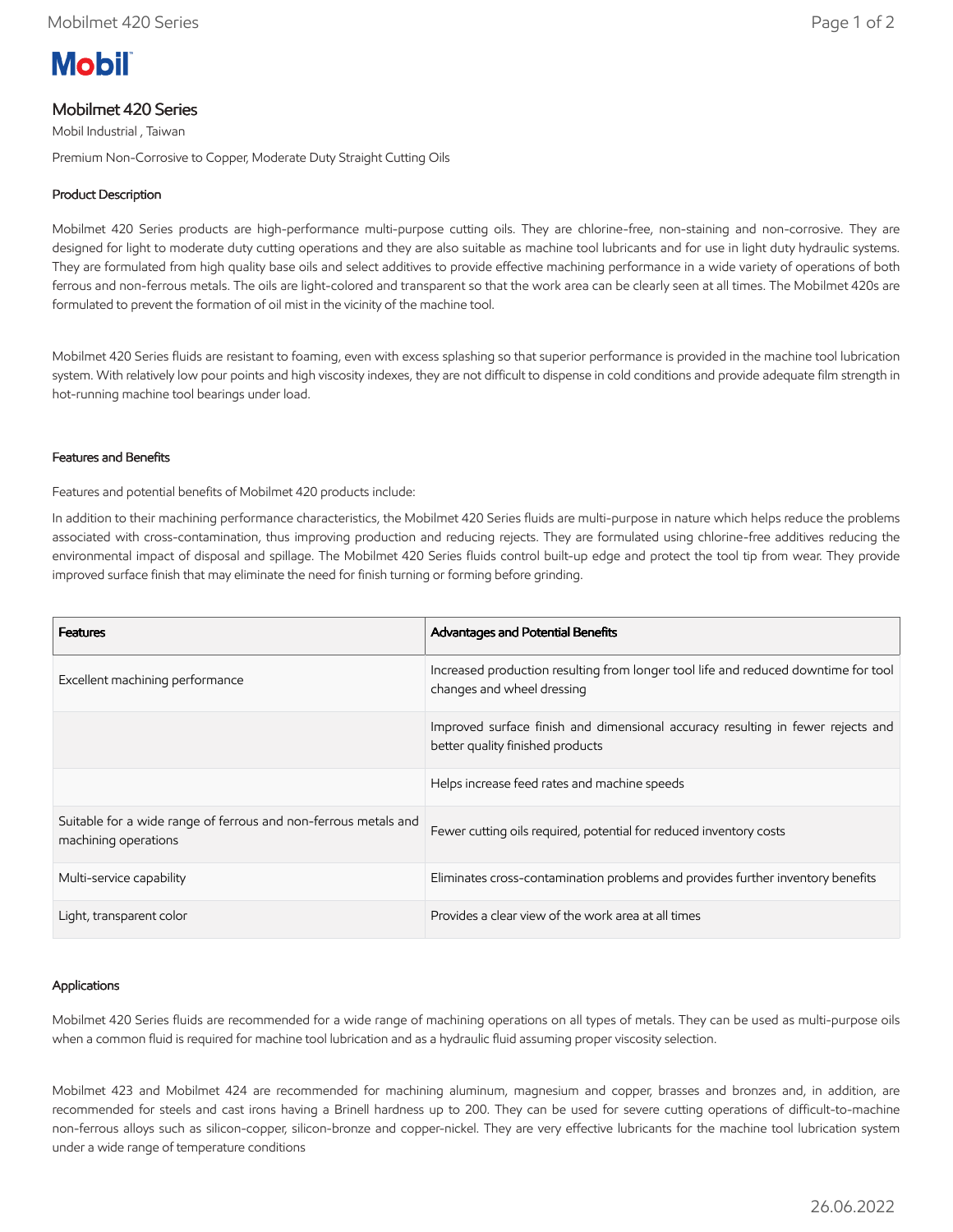# Mobilmet 420 Series

Mobil Industrial , Taiwan

Premium Non-Corrosive to Copper, Moderate Duty Straight Cutting Oils

## Product Description

Mobilmet 420 Series products are high-performance multi-purpose cutting oils. They are chlorine-free, non-staining and non-corrosive. They are designed for light to moderate duty cutting operations and they are also suitable as machine tool lubricants and for use in light duty hydraulic systems. They are formulated from high quality base oils and select additives to provide effective machining performance in a wide variety of operations of both ferrous and non-ferrous metals. The oils are light-colored and transparent so that the work area can be clearly seen at all times. The Mobilmet 420s are formulated to prevent the formation of oil mist in the vicinity of the machine tool.

Mobilmet 420 Series fluids are resistant to foaming, even with excess splashing so that superior performance is provided in the machine tool lubrication system. With relatively low pour points and high viscosity indexes, they are not difficult to dispense in cold conditions and provide adequate film strength in hot-running machine tool bearings under load.

## Features and Benefits

Features and potential benefits of Mobilmet 420 products include:

In addition to their machining performance characteristics, the Mobilmet 420 Series fluids are multi-purpose in nature which helps reduce the problems associated with cross-contamination, thus improving production and reducing rejects. They are formulated using chlorine-free additives reducing the environmental impact of disposal and spillage. The Mobilmet 420 Series fluids control built-up edge and protect the tool tip from wear. They provide improved surface finish that may eliminate the need for finish turning or forming before grinding.

| Features | Advantages and Potential Benefits |
|---|---|
| Excellent machining performance | Increased production resulting from longer tool life and reduced downtime for tool changes and wheel dressing |
| | Improved surface finish and dimensional accuracy resulting in fewer rejects and better quality finished products |
| | Helps increase feed rates and machine speeds |
| Suitable for a wide range of ferrous and non-ferrous metals and machining operations | Fewer cutting oils required, potential for reduced inventory costs |
| Multi-service capability | Eliminates cross-contamination problems and provides further inventory benefits |
| Light, transparent color | Provides a clear view of the work area at all times |

## Applications

Mobilmet 420 Series fluids are recommended for a wide range of machining operations on all types of metals. They can be used as multi-purpose oils when a common fluid is required for machine tool lubrication and as a hydraulic fluid assuming proper viscosity selection.

Mobilmet 423 and Mobilmet 424 are recommended for machining aluminum, magnesium and copper, brasses and bronzes and, in addition, are recommended for steels and cast irons having a Brinell hardness up to 200. They can be used for severe cutting operations of difficult-to-machine non-ferrous alloys such as silicon-copper, silicon-bronze and copper-nickel. They are very effective lubricants for the machine tool lubrication system under a wide range of temperature conditions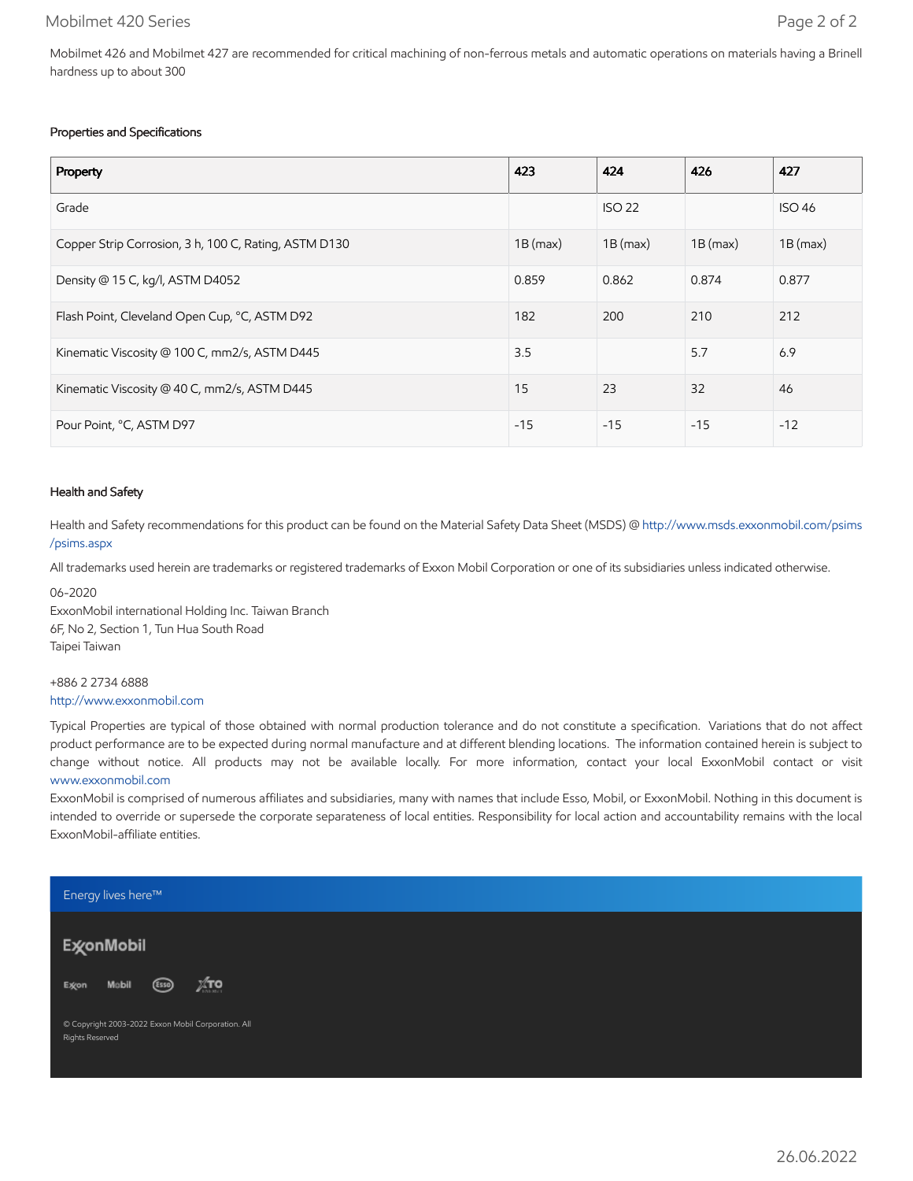Mobilmet 426 and Mobilmet 427 are recommended for critical machining of non-ferrous metals and automatic operations on materials having a Brinell hardness up to about 300

### Properties and Specifications

| Property | 423 | 424 | 426 | 427 |
|---|---|---|---|---|
| Grade | | ISO 22 | | ISO 46 |
| Copper Strip Corrosion, 3 h, 100 C, Rating, ASTM D130 | 1B (max) | 1B (max) | 1B (max) | 1B (max) |
| Density @ 15 C, kg/l, ASTM D4052 | 0.859 | 0.862 | 0.874 | 0.877 |
| Flash Point, Cleveland Open Cup, °C, ASTM D92 | 182 | 200 | 210 | 212 |
| Kinematic Viscosity @ 100 C, mm2/s, ASTM D445 | 3.5 | | 5.7 | 6.9 |
| Kinematic Viscosity @ 40 C, mm2/s, ASTM D445 | 15 | 23 | 32 | 46 |
| Pour Point, °C, ASTM D97 | -15 | -15 | -15 | -12 |

### Health and Safety

Health and Safety recommendations for this product can be found on the Material Safety Data Sheet (MSDS) @ http://www.msds.exxonmobil.com/psims/psims.aspx

All trademarks used herein are trademarks or registered trademarks of Exxon Mobil Corporation or one of its subsidiaries unless indicated otherwise.

06-2020
ExxonMobil international Holding Inc. Taiwan Branch
6F, No 2, Section 1, Tun Hua South Road
Taipei Taiwan

+886 2 2734 6888
http://www.exxonmobil.com

Typical Properties are typical of those obtained with normal production tolerance and do not constitute a specification. Variations that do not affect product performance are to be expected during normal manufacture and at different blending locations. The information contained herein is subject to change without notice. All products may not be available locally. For more information, contact your local ExxonMobil contact or visit www.exxonmobil.com

ExxonMobil is comprised of numerous affiliates and subsidiaries, many with names that include Esso, Mobil, or ExxonMobil. Nothing in this document is intended to override or supersede the corporate separateness of local entities. Responsibility for local action and accountability remains with the local ExxonMobil-affiliate entities.

Energy lives here™

ExxonMobil

Exxon Mobil Esso XTO

© Copyright 2003-2022 Exxon Mobil Corporation. All Rights Reserved